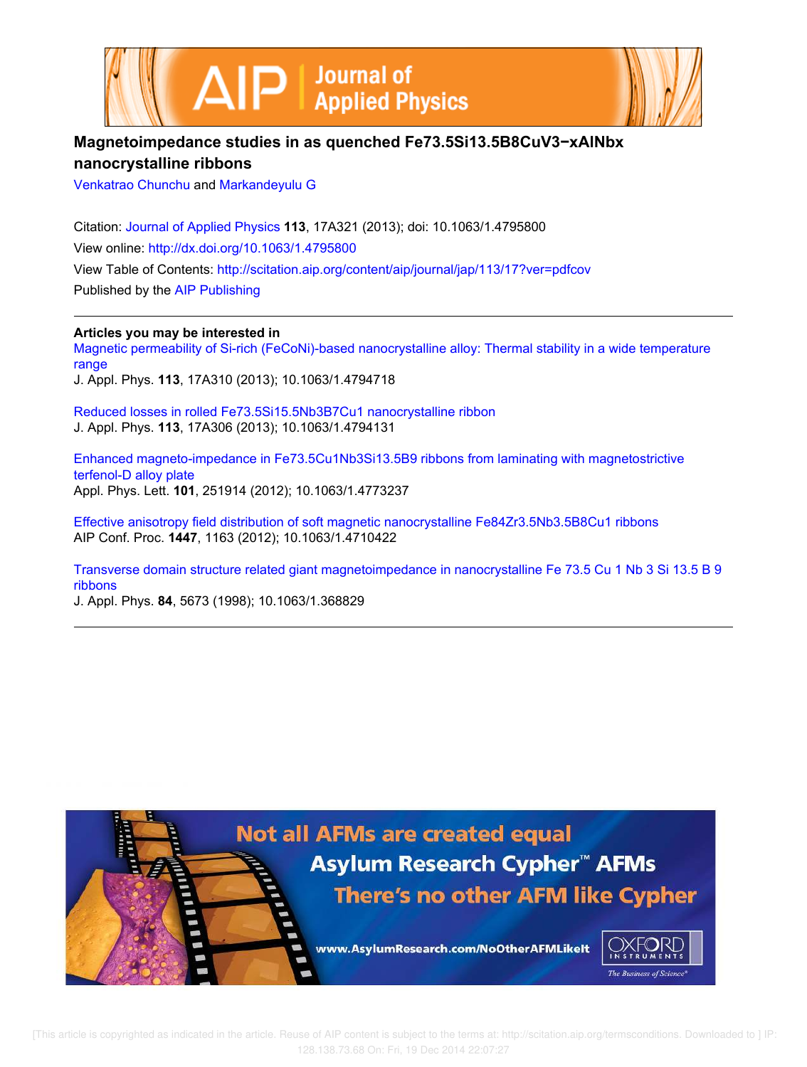# Magnetoimpedance studies in as quenched $Fe_{73.5}Si_{13.5}B_8CuV_{3-x}AlNb_x$ nanocrystalline ribbons

Venkatrao Chunchu and Markandeyulu G

Citation: Journal of Applied Physics **113**, 17A321 (2013); doi: 10.1063/1.4795800

View online: http://dx.doi.org/10.1063/1.4795800

View Table of Contents: http://scitation.aip.org/content/aip/journal/jap/113/17?ver=pdfcov

Published by the AIP Publishing

**Articles you may be interested in**

Magnetic permeability of Si-rich (FeCoNi)-based nanocrystalline alloy: Thermal stability in a wide temperature range
J. Appl. Phys. **113**, 17A310 (2013); 10.1063/1.4794718

Reduced losses in rolled $Fe_{73.5}Si_{15.5}Nb_3B_7Cu_1$ nanocrystalline ribbon
J. Appl. Phys. **113**, 17A306 (2013); 10.1063/1.4794131

Enhanced magneto-impedance in $Fe_{73.5}Cu_1Nb_3Si_{13.5}B_9$ ribbons from laminating with magnetostrictive terfenol-D alloy plate
Appl. Phys. Lett. **101**, 251914 (2012); 10.1063/1.4773237

Effective anisotropy field distribution of soft magnetic nanocrystalline $Fe_{84}Zr_{3.5}Nb_{3.5}B_8Cu_1$ ribbons
AIP Conf. Proc. **1447**, 1163 (2012); 10.1063/1.4710422

Transverse domain structure related giant magnetoimpedance in nanocrystalline $Fe_{73.5}Cu_1Nb_3Si_{13.5}B_9$ ribbons
J. Appl. Phys. **84**, 5673 (1998); 10.1063/1.368829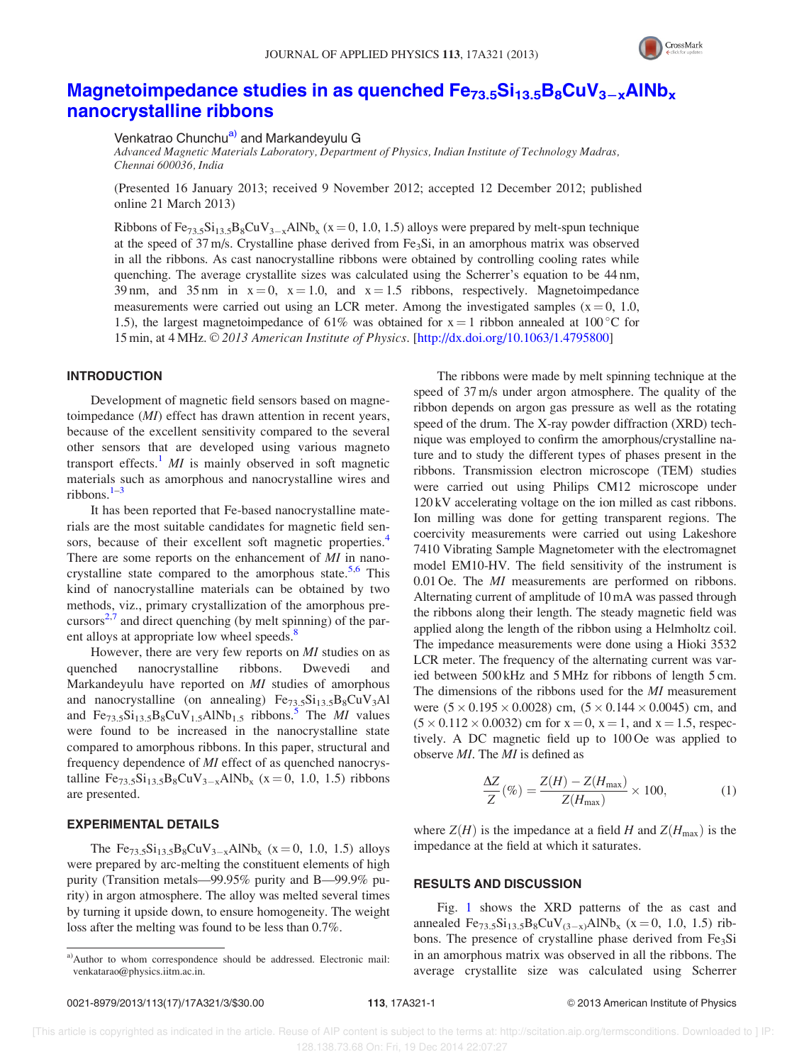# Magnetoimpedance studies in as quenched $Fe_{73.5}Si_{13.5}B_8CuV_{3-x}AlNb_x$ nanocrystalline ribbons

Venkatrao Chunchu[a)] and Markandeyulu G

*Advanced Magnetic Materials Laboratory, Department of Physics, Indian Institute of Technology Madras, Chennai 600036, India*

(Presented 16 January 2013; received 9 November 2012; accepted 12 December 2012; published online 21 March 2013)

Ribbons of $Fe_{73.5}Si_{13.5}B_8CuV_{3-x}AlNb_x$ ($x = 0$, 1.0, 1.5) alloys were prepared by melt-spun technique at the speed of 37 m/s. Crystalline phase derived from $Fe_3Si$, in an amorphous matrix was observed in all the ribbons. As cast nanocrystalline ribbons were obtained by controlling cooling rates while quenching. The average crystallite sizes was calculated using the Scherrer's equation to be 44 nm, 39 nm, and 35 nm in $x = 0$, $x = 1.0$, and $x = 1.5$ ribbons, respectively. Magnetoimpedance measurements were carried out using an LCR meter. Among the investigated samples ($x = 0$, 1.0, 1.5), the largest magnetoimpedance of 61% was obtained for $x = 1$ ribbon annealed at 100 °C for 15 min, at 4 MHz. © *2013 American Institute of Physics*. [http://dx.doi.org/10.1063/1.4795800]

## INTRODUCTION

Development of magnetic field sensors based on magnetoimpedance (*MI*) effect has drawn attention in recent years, because of the excellent sensitivity compared to the several other sensors that are developed using various magneto transport effects.[1] *MI* is mainly observed in soft magnetic materials such as amorphous and nanocrystalline wires and ribbons.[1–3]

It has been reported that Fe-based nanocrystalline materials are the most suitable candidates for magnetic field sensors, because of their excellent soft magnetic properties.[4] There are some reports on the enhancement of *MI* in nanocrystalline state compared to the amorphous state.[5,6] This kind of nanocrystalline materials can be obtained by two methods, viz., primary crystallization of the amorphous precursors[2,7] and direct quenching (by melt spinning) of the parent alloys at appropriate low wheel speeds.[8]

However, there are very few reports on *MI* studies on as quenched nanocrystalline ribbons. Dwevedi and Markandeyulu have reported on *MI* studies of amorphous and nanocrystalline (on annealing) $Fe_{73.5}Si_{13.5}B_8CuV_3Al$ and $Fe_{73.5}Si_{13.5}B_8CuV_{1.5}AlNb_{1.5}$ ribbons.[5] The *MI* values were found to be increased in the nanocrystalline state compared to amorphous ribbons. In this paper, structural and frequency dependence of *MI* effect of as quenched nanocrystalline $Fe_{73.5}Si_{13.5}B_8CuV_{3-x}AlNb_x$ ($x = 0$, 1.0, 1.5) ribbons are presented.

## EXPERIMENTAL DETAILS

The $Fe_{73.5}Si_{13.5}B_8CuV_{3-x}AlNb_x$ ($x = 0$, 1.0, 1.5) alloys were prepared by arc-melting the constituent elements of high purity (Transition metals—99.95% purity and B—99.9% purity) in argon atmosphere. The alloy was melted several times by turning it upside down, to ensure homogeneity. The weight loss after the melting was found to be less than 0.7%.

The ribbons were made by melt spinning technique at the speed of 37 m/s under argon atmosphere. The quality of the ribbon depends on argon gas pressure as well as the rotating speed of the drum. The X-ray powder diffraction (XRD) technique was employed to confirm the amorphous/crystalline nature and to study the different types of phases present in the ribbons. Transmission electron microscope (TEM) studies were carried out using Philips CM12 microscope under 120 kV accelerating voltage on the ion milled as cast ribbons. Ion milling was done for getting transparent regions. The coercivity measurements were carried out using Lakeshore 7410 Vibrating Sample Magnetometer with the electromagnet model EM10-HV. The field sensitivity of the instrument is 0.01 Oe. The *MI* measurements are performed on ribbons. Alternating current of amplitude of 10 mA was passed through the ribbons along their length. The steady magnetic field was applied along the length of the ribbon using a Helmholtz coil. The impedance measurements were done using a Hioki 3532 LCR meter. The frequency of the alternating current was varied between 500 kHz and 5 MHz for ribbons of length 5 cm. The dimensions of the ribbons used for the *MI* measurement were ($5 \times 0.195 \times 0.0028$) cm, ($5 \times 0.144 \times 0.0045$) cm, and ($5 \times 0.112 \times 0.0032$) cm for $x = 0$, $x = 1$, and $x = 1.5$, respectively. A DC magnetic field up to 100 Oe was applied to observe *MI*. The *MI* is defined as

$$\frac{\Delta Z}{Z}(\%) = \frac{Z(H) - Z(H_{max})}{Z(H_{max})} \times 100, \tag{1}$$

where $Z(H)$ is the impedance at a field $H$ and $Z(H_{max})$ is the impedance at the field at which it saturates.

## RESULTS AND DISCUSSION

Fig. 1 shows the XRD patterns of the as cast and annealed $Fe_{73.5}Si_{13.5}B_8CuV_{(3-x)}AlNb_x$ ($x = 0$, 1.0, 1.5) ribbons. The presence of crystalline phase derived from $Fe_3Si$ in an amorphous matrix was observed in all the ribbons. The average crystallite size was calculated using Scherrer

---

a)Author to whom correspondence should be addressed. Electronic mail: venkatarao@physics.iitm.ac.in.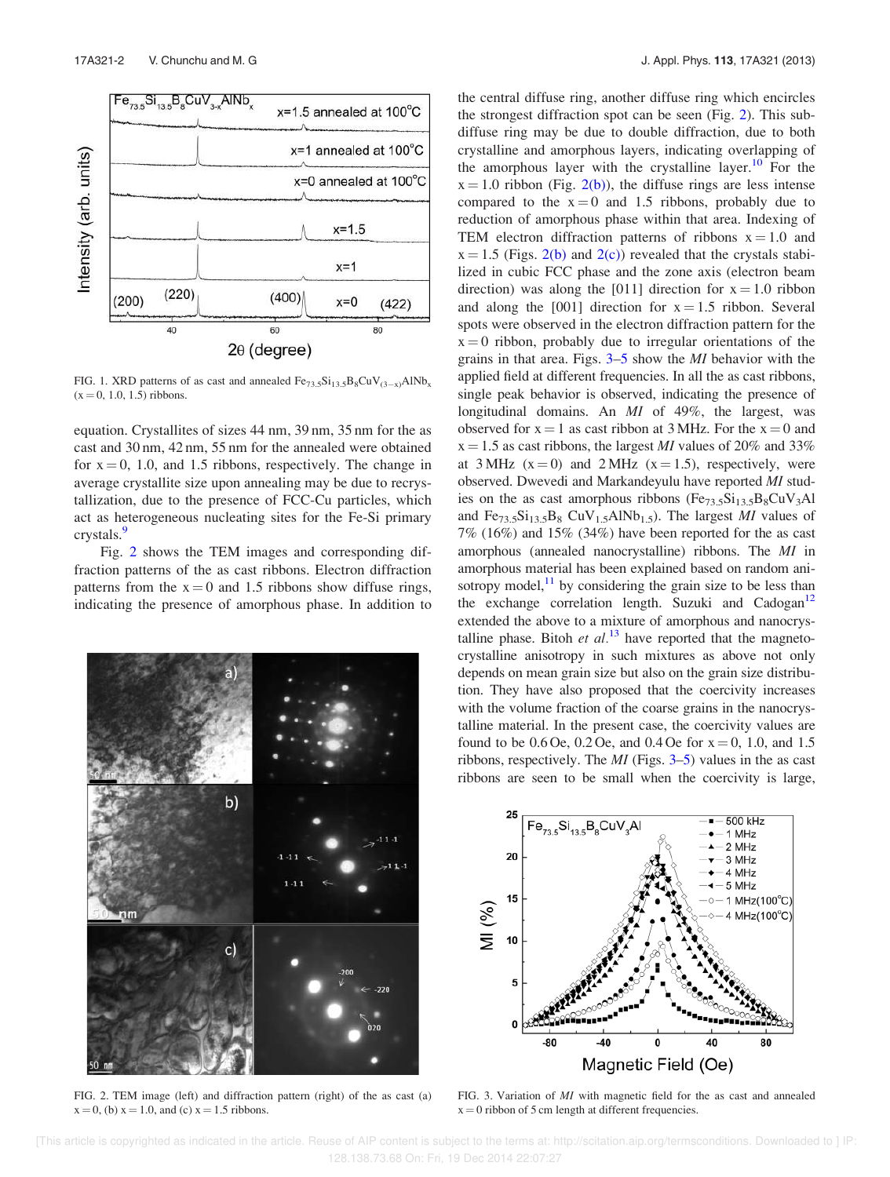FIG. 1. XRD patterns of as cast and annealed $Fe_{73.5}Si_{13.5}B_8CuV_{(3-x)}AlNb_x$ (x = 0, 1.0, 1.5) ribbons.

equation. Crystallites of sizes 44 nm, 39 nm, 35 nm for the as cast and 30 nm, 42 nm, 55 nm for the annealed were obtained for x = 0, 1.0, and 1.5 ribbons, respectively. The change in average crystallite size upon annealing may be due to recrystallization, due to the presence of FCC-Cu particles, which act as heterogeneous nucleating sites for the Fe-Si primary crystals.[9]

Fig. 2 shows the TEM images and corresponding diffraction patterns of the as cast ribbons. Electron diffraction patterns from the x = 0 and 1.5 ribbons show diffuse rings, indicating the presence of amorphous phase. In addition to the central diffuse ring, another diffuse ring which encircles the strongest diffraction spot can be seen (Fig. 2). This subdiffuse ring may be due to double diffraction, due to both crystalline and amorphous layers, indicating overlapping of the amorphous layer with the crystalline layer.[10] For the x = 1.0 ribbon (Fig. 2(b)), the diffuse rings are less intense compared to the x = 0 and 1.5 ribbons, probably due to reduction of amorphous phase within that area. Indexing of TEM electron diffraction patterns of ribbons x = 1.0 and x = 1.5 (Figs. 2(b) and 2(c)) revealed that the crystals stabilized in cubic FCC phase and the zone axis (electron beam direction) was along the [011] direction for x = 1.0 ribbon and along the [001] direction for x = 1.5 ribbon. Several spots were observed in the electron diffraction pattern for the x = 0 ribbon, probably due to irregular orientations of the grains in that area. Figs. 3–5 show the *MI* behavior with the applied field at different frequencies. In all the as cast ribbons, single peak behavior is observed, indicating the presence of longitudinal domains. An *MI* of 49%, the largest, was observed for x = 1 as cast ribbon at 3 MHz. For the x = 0 and x = 1.5 as cast ribbons, the largest *MI* values of 20% and 33% at 3 MHz (x = 0) and 2 MHz (x = 1.5), respectively, were observed. Dwevedi and Markandeyulu have reported *MI* studies on the as cast amorphous ribbons ($Fe_{73.5}Si_{13.5}B_8CuV_3Al$ and $Fe_{73.5}Si_{13.5}B_8\,CuV_{1.5}AlNb_{1.5}$). The largest *MI* values of 7% (16%) and 15% (34%) have been reported for the as cast amorphous (annealed nanocrystalline) ribbons. The *MI* in amorphous material has been explained based on random anisotropy model,[11] by considering the grain size to be less than the exchange correlation length. Suzuki and Cadogan[12] extended the above to a mixture of amorphous and nanocrystalline phase. Bitoh *et al.*[13] have reported that the magnetocrystalline anisotropy in such mixtures as above not only depends on mean grain size but also on the grain size distribution. They have also proposed that the coercivity increases with the volume fraction of the coarse grains in the nanocrystalline material. In the present case, the coercivity values are found to be 0.6 Oe, 0.2 Oe, and 0.4 Oe for x = 0, 1.0, and 1.5 ribbons, respectively. The *MI* (Figs. 3–5) values in the as cast ribbons are seen to be small when the coercivity is large,

FIG. 2. TEM image (left) and diffraction pattern (right) of the as cast (a) x = 0, (b) x = 1.0, and (c) x = 1.5 ribbons.

FIG. 3. Variation of *MI* with magnetic field for the as cast and annealed x = 0 ribbon of 5 cm length at different frequencies.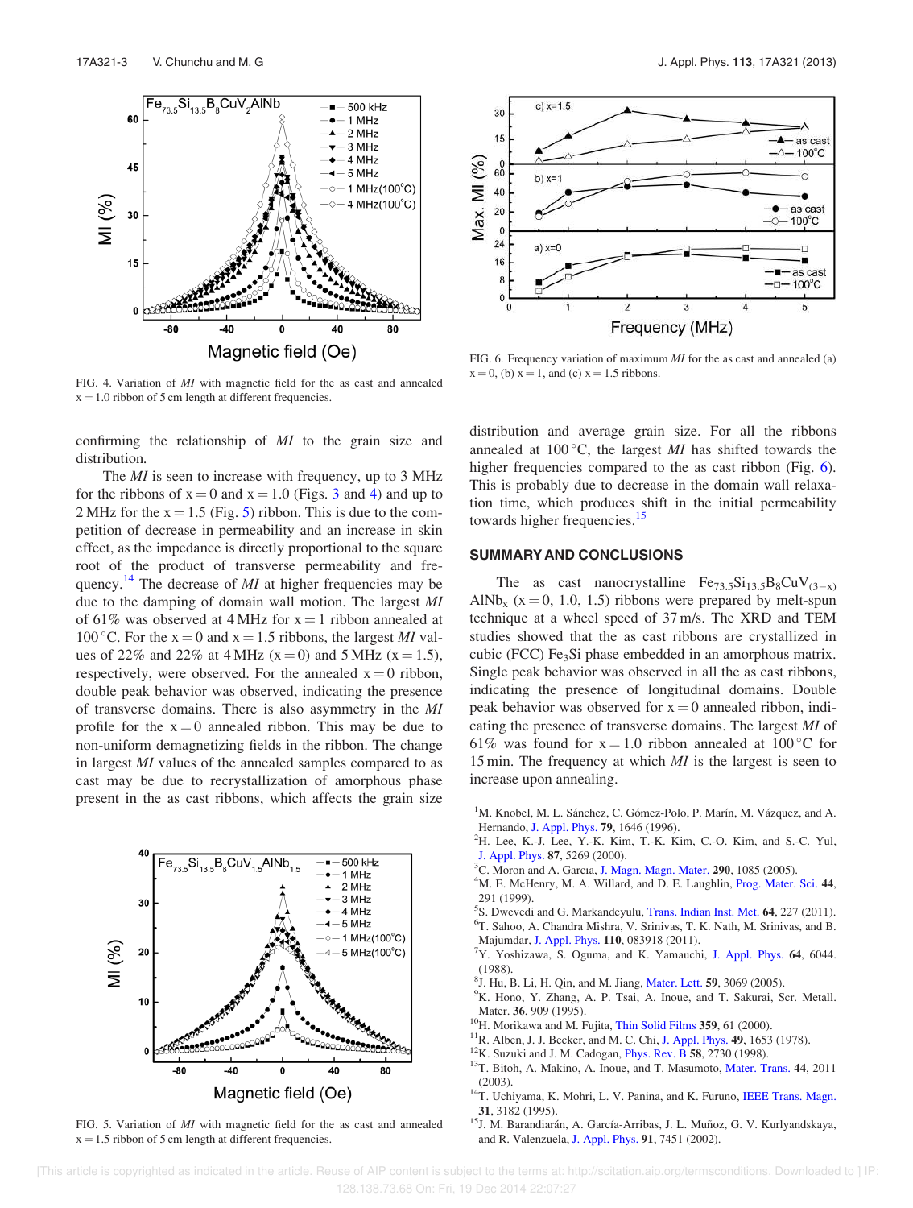Fe73.5Si13.5B8CuV2AlNb

MI (%)

Magnetic field (Oe)

500 kHz
1 MHz
2 MHz
3 MHz
4 MHz
5 MHz
1 MHz(100°C)
4 MHz(100°C)

FIG. 4. Variation of *MI* with magnetic field for the as cast and annealed x = 1.0 ribbon of 5 cm length at different frequencies.

c) x=1.5
b) x=1
a) x=0

as cast
100°C

Max. MI (%)

Frequency (MHz)

FIG. 6. Frequency variation of maximum *MI* for the as cast and annealed (a) x = 0, (b) x = 1, and (c) x = 1.5 ribbons.

confirming the relationship of *MI* to the grain size and distribution.

The *MI* is seen to increase with frequency, up to 3 MHz for the ribbons of x = 0 and x = 1.0 (Figs. 3 and 4) and up to 2 MHz for the x = 1.5 (Fig. 5) ribbon. This is due to the competition of decrease in permeability and an increase in skin effect, as the impedance is directly proportional to the square root of the product of transverse permeability and frequency.[14] The decrease of *MI* at higher frequencies may be due to the damping of domain wall motion. The largest *MI* of 61% was observed at 4 MHz for x = 1 ribbon annealed at 100 °C. For the x = 0 and x = 1.5 ribbons, the largest *MI* values of 22% and 22% at 4 MHz (x = 0) and 5 MHz (x = 1.5), respectively, were observed. For the annealed x = 0 ribbon, double peak behavior was observed, indicating the presence of transverse domains. There is also asymmetry in the *MI* profile for the x = 0 annealed ribbon. This may be due to non-uniform demagnetizing fields in the ribbon. The change in largest *MI* values of the annealed samples compared to as cast may be due to recrystallization of amorphous phase present in the as cast ribbons, which affects the grain size distribution and average grain size. For all the ribbons annealed at 100 °C, the largest *MI* has shifted towards the higher frequencies compared to the as cast ribbon (Fig. 6). This is probably due to decrease in the domain wall relaxation time, which produces shift in the initial permeability towards higher frequencies.[15]

Fe73.5Si13.5B8CuV1.5AlNb1.5

MI (%)

Magnetic field (Oe)

500 kHz
1 MHz
2 MHz
3 MHz
4 MHz
5 MHz
1 MHz(100°C)
5 MHz(100°C)

FIG. 5. Variation of *MI* with magnetic field for the as cast and annealed x = 1.5 ribbon of 5 cm length at different frequencies.

## SUMMARY AND CONCLUSIONS

The as cast nanocrystalline $Fe_{73.5}Si_{13.5}B_8CuV_{(3-x)}AlNb_x$ (x = 0, 1.0, 1.5) ribbons were prepared by melt-spun technique at a wheel speed of 37 m/s. The XRD and TEM studies showed that the as cast ribbons are crystallized in cubic (FCC) $Fe_3Si$ phase embedded in an amorphous matrix. Single peak behavior was observed in all the as cast ribbons, indicating the presence of longitudinal domains. Double peak behavior was observed for x = 0 annealed ribbon, indicating the presence of transverse domains. The largest *MI* of 61% was found for x = 1.0 ribbon annealed at 100 °C for 15 min. The frequency at which *MI* is the largest is seen to increase upon annealing.

[1] M. Knobel, M. L. Sánchez, C. Gómez-Polo, P. Marín, M. Vázquez, and A. Hernando, J. Appl. Phys. **79**, 1646 (1996).
[2] H. Lee, K.-J. Lee, Y.-K. Kim, T.-K. Kim, C.-O. Kim, and S.-C. Yul, J. Appl. Phys. **87**, 5269 (2000).
[3] C. Moron and A. Garcıa, J. Magn. Magn. Mater. **290**, 1085 (2005).
[4] M. E. McHenry, M. A. Willard, and D. E. Laughlin, Prog. Mater. Sci. **44**, 291 (1999).
[5] S. Dwevedi and G. Markandeyulu, Trans. Indian Inst. Met. **64**, 227 (2011).
[6] T. Sahoo, A. Chandra Mishra, V. Srinivas, T. K. Nath, M. Srinivas, and B. Majumdar, J. Appl. Phys. **110**, 083918 (2011).
[7] Y. Yoshizawa, S. Oguma, and K. Yamauchi, J. Appl. Phys. **64**, 6044. (1988).
[8] J. Hu, B. Li, H. Qin, and M. Jiang, Mater. Lett. **59**, 3069 (2005).
[9] K. Hono, Y. Zhang, A. P. Tsai, A. Inoue, and T. Sakurai, Scr. Metall. Mater. **36**, 909 (1995).
[10] H. Morikawa and M. Fujita, Thin Solid Films **359**, 61 (2000).
[11] R. Alben, J. J. Becker, and M. C. Chi, J. Appl. Phys. **49**, 1653 (1978).
[12] K. Suzuki and J. M. Cadogan, Phys. Rev. B **58**, 2730 (1998).
[13] T. Bitoh, A. Makino, A. Inoue, and T. Masumoto, Mater. Trans. **44**, 2011 (2003).
[14] T. Uchiyama, K. Mohri, L. V. Panina, and K. Furuno, IEEE Trans. Magn. **31**, 3182 (1995).
[15] J. M. Barandiarán, A. García-Arribas, J. L. Muñoz, G. V. Kurlyandskaya, and R. Valenzuela, J. Appl. Phys. **91**, 7451 (2002).